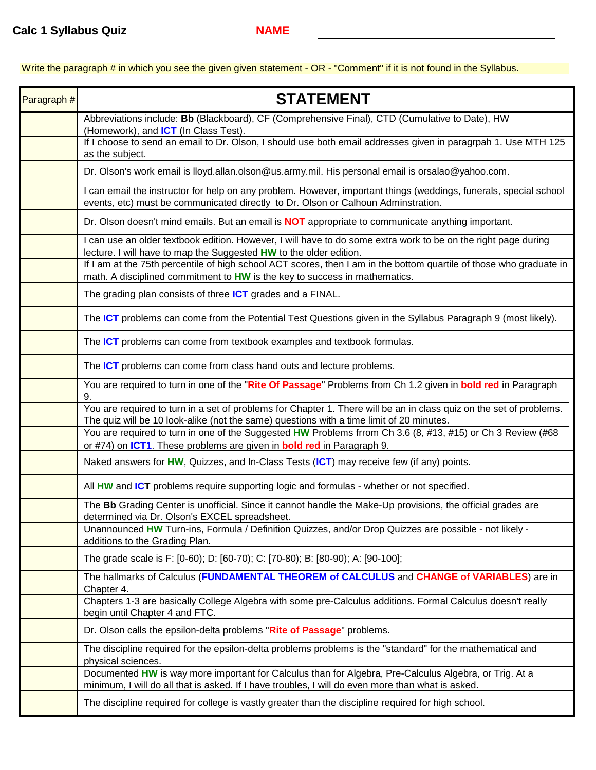**Calc 1 Syllabus Quiz** **NAME** ______________________________

Write the paragraph # in which you see the given given statement - OR - "Comment" if it is not found in the Syllabus.

| Paragraph # | STATEMENT |
|---|---|
| | Abbreviations include: **Bb** (Blackboard), CF (Comprehensive Final), CTD (Cumulative to Date), HW (Homework), and **ICT** (In Class Test). |
| | If I choose to send an email to Dr. Olson, I should use both email addresses given in paragrpah 1. Use MTH 125 as the subject. |
| | Dr. Olson's work email is lloyd.allan.olson@us.army.mil. His personal email is orsalao@yahoo.com. |
| | I can email the instructor for help on any problem. However, important things (weddings, funerals, special school events, etc) must be communicated directly to Dr. Olson or Calhoun Adminstration. |
| | Dr. Olson doesn't mind emails. But an email is **NOT** appropriate to communicate anything important. |
| | I can use an older textbook edition. However, I will have to do some extra work to be on the right page during lecture. I will have to map the Suggested **HW** to the older edition. |
| | If I am at the 75th percentile of high school ACT scores, then I am in the bottom quartile of those who graduate in math. A disciplined commitment to **HW** is the key to success in mathematics. |
| | The grading plan consists of three **ICT** grades and a FINAL. |
| | The **ICT** problems can come from the Potential Test Questions given in the Syllabus Paragraph 9 (most likely). |
| | The **ICT** problems can come from textbook examples and textbook formulas. |
| | The **ICT** problems can come from class hand outs and lecture problems. |
| | You are required to turn in one of the "**Rite Of Passage**" Problems from Ch 1.2 given in **bold red** in Paragraph 9. |
| | You are required to turn in a set of problems for Chapter 1. There will be an in class quiz on the set of problems. The quiz will be 10 look-alike (not the same) questions with a time limit of 20 minutes. |
| | You are required to turn in one of the Suggested **HW** Problems frrom Ch 3.6 (8, #13, #15) or Ch 3 Review (#68 or #74) on **ICT1**. These problems are given in **bold red** in Paragraph 9. |
| | Naked answers for **HW**, Quizzes, and In-Class Tests (**ICT**) may receive few (if any) points. |
| | All **HW** and **ICT** problems require supporting logic and formulas - whether or not specified. |
| | The **Bb** Grading Center is unofficial. Since it cannot handle the Make-Up provisions, the official grades are determined via Dr. Olson's EXCEL spreadsheet. |
| | Unannounced **HW** Turn-ins, Formula / Definition Quizzes, and/or Drop Quizzes are possible - not likely - additions to the Grading Plan. |
| | The grade scale is F: [0-60); D: [60-70); C: [70-80); B: [80-90); A: [90-100]; |
| | The hallmarks of Calculus (**FUNDAMENTAL THEOREM of CALCULUS** and **CHANGE of VARIABLES**) are in Chapter 4. |
| | Chapters 1-3 are basically College Algebra with some pre-Calculus additions. Formal Calculus doesn't really begin until Chapter 4 and FTC. |
| | Dr. Olson calls the epsilon-delta problems "**Rite of Passage**" problems. |
| | The discipline required for the epsilon-delta problems problems is the "standard" for the mathematical and physical sciences. |
| | Documented **HW** is way more important for Calculus than for Algebra, Pre-Calculus Algebra, or Trig. At a minimum, I will do all that is asked. If I have troubles, I will do even more than what is asked. |
| | The discipline required for college is vastly greater than the discipline required for high school. |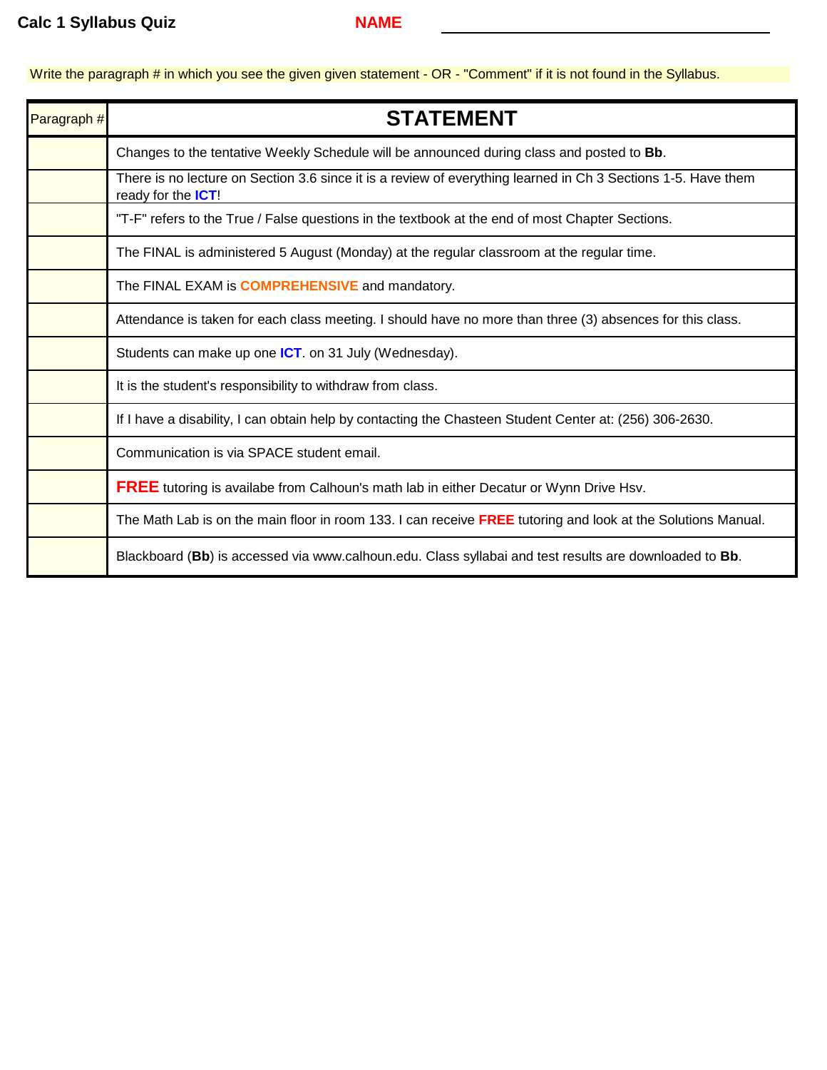**Calc 1 Syllabus Quiz** **NAME** ______________________________

Write the paragraph # in which you see the given given statement - OR - "Comment" if it is not found in the Syllabus.

| Paragraph # | STATEMENT |
|---|---|
| | Changes to the tentative Weekly Schedule will be announced during class and posted to **Bb**. |
| | There is no lecture on Section 3.6 since it is a review of everything learned in Ch 3 Sections 1-5. Have them ready for the **ICT**! |
| | "T-F" refers to the True / False questions in the textbook at the end of most Chapter Sections. |
| | The FINAL is administered 5 August (Monday) at the regular classroom at the regular time. |
| | The FINAL EXAM is **COMPREHENSIVE** and mandatory. |
| | Attendance is taken for each class meeting. I should have no more than three (3) absences for this class. |
| | Students can make up one **ICT**. on 31 July (Wednesday). |
| | It is the student's responsibility to withdraw from class. |
| | If I have a disability, I can obtain help by contacting the Chasteen Student Center at: (256) 306-2630. |
| | Communication is via SPACE student email. |
| | **FREE** tutoring is availabe from Calhoun's math lab in either Decatur or Wynn Drive Hsv. |
| | The Math Lab is on the main floor in room 133. I can receive **FREE** tutoring and look at the Solutions Manual. |
| | Blackboard (**Bb**) is accessed via www.calhoun.edu. Class syllabai and test results are downloaded to **Bb**. |